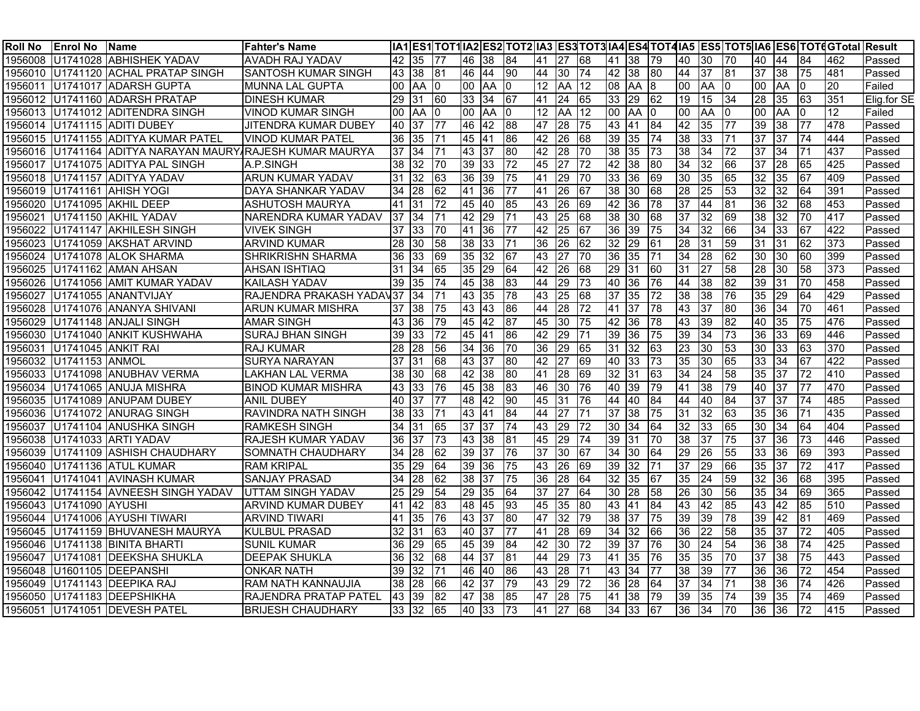| Roll No | Enrol No | Name | Fahter's Name | IA1 | ES1 | TOT1 | IA2 | ES2 | TOT2 | IA3 | ES3 | TOT3 | IA4 | ES4 | TOT4 | IA5 | ES5 | TOT5 | IA6 | ES6 | TOT6 | GTotal | Result |
|---|---|---|---|---|---|---|---|---|---|---|---|---|---|---|---|---|---|---|---|---|---|---|---|
| 1956008 | U1741028 | ABHISHEK YADAV | AVADH RAJ YADAV | 42 | 35 | 77 | 46 | 38 | 84 | 41 | 27 | 68 | 41 | 38 | 79 | 40 | 30 | 70 | 40 | 44 | 84 | 462 | Passed |
| 1956010 | U1741120 | ACHAL PRATAP SINGH | SANTOSH KUMAR SINGH | 43 | 38 | 81 | 46 | 44 | 90 | 44 | 30 | 74 | 42 | 38 | 80 | 44 | 37 | 81 | 37 | 38 | 75 | 481 | Passed |
| 1956011 | U1741017 | ADARSH GUPTA | MUNNA LAL GUPTA | 00 | AA | 0 | 00 | AA | 0 | 12 | AA | 12 | 08 | AA | 8 | 00 | AA | 0 | 00 | AA | 0 | 20 | Failed |
| 1956012 | U1741160 | ADARSH PRATAP | DINESH KUMAR | 29 | 31 | 60 | 33 | 34 | 67 | 41 | 24 | 65 | 33 | 29 | 62 | 19 | 15 | 34 | 28 | 35 | 63 | 351 | Elig.for SE |
| 1956013 | U1741012 | ADITENDRA SINGH | VINOD KUMAR SINGH | 00 | AA | 0 | 00 | AA | 0 | 12 | AA | 12 | 00 | AA | 0 | 00 | AA | 0 | 00 | AA | 0 | 12 | Failed |
| 1956014 | U1741115 | ADITI DUBEY | JITENDRA KUMAR DUBEY | 40 | 37 | 77 | 46 | 42 | 88 | 47 | 28 | 75 | 43 | 41 | 84 | 42 | 35 | 77 | 39 | 38 | 77 | 478 | Passed |
| 1956015 | U1741155 | ADITYA KUMAR PATEL | VINOD KUMAR PATEL | 36 | 35 | 71 | 45 | 41 | 86 | 42 | 26 | 68 | 39 | 35 | 74 | 38 | 33 | 71 | 37 | 37 | 74 | 444 | Passed |
| 1956016 | U1741164 | ADITYA NARAYAN MAURYA | RAJESH KUMAR MAURYA | 37 | 34 | 71 | 43 | 37 | 80 | 42 | 28 | 70 | 38 | 35 | 73 | 38 | 34 | 72 | 37 | 34 | 71 | 437 | Passed |
| 1956017 | U1741075 | ADITYA PAL SINGH | A.P.SINGH | 38 | 32 | 70 | 39 | 33 | 72 | 45 | 27 | 72 | 42 | 38 | 80 | 34 | 32 | 66 | 37 | 28 | 65 | 425 | Passed |
| 1956018 | U1741157 | ADITYA YADAV | ARUN KUMAR YADAV | 31 | 32 | 63 | 36 | 39 | 75 | 41 | 29 | 70 | 33 | 36 | 69 | 30 | 35 | 65 | 32 | 35 | 67 | 409 | Passed |
| 1956019 | U1741161 | AHISH YOGI | DAYA SHANKAR YADAV | 34 | 28 | 62 | 41 | 36 | 77 | 41 | 26 | 67 | 38 | 30 | 68 | 28 | 25 | 53 | 32 | 32 | 64 | 391 | Passed |
| 1956020 | U1741095 | AKHIL DEEP | ASHUTOSH MAURYA | 41 | 31 | 72 | 45 | 40 | 85 | 43 | 26 | 69 | 42 | 36 | 78 | 37 | 44 | 81 | 36 | 32 | 68 | 453 | Passed |
| 1956021 | U1741150 | AKHIL YADAV | NARENDRA KUMAR YADAV | 37 | 34 | 71 | 42 | 29 | 71 | 43 | 25 | 68 | 38 | 30 | 68 | 37 | 32 | 69 | 38 | 32 | 70 | 417 | Passed |
| 1956022 | U1741147 | AKHILESH SINGH | VIVEK SINGH | 37 | 33 | 70 | 41 | 36 | 77 | 42 | 25 | 67 | 36 | 39 | 75 | 34 | 32 | 66 | 34 | 33 | 67 | 422 | Passed |
| 1956023 | U1741059 | AKSHAT ARVIND | ARVIND KUMAR | 28 | 30 | 58 | 38 | 33 | 71 | 36 | 26 | 62 | 32 | 29 | 61 | 28 | 31 | 59 | 31 | 31 | 62 | 373 | Passed |
| 1956024 | U1741078 | ALOK SHARMA | SHRIKRISHN SHARMA | 36 | 33 | 69 | 35 | 32 | 67 | 43 | 27 | 70 | 36 | 35 | 71 | 34 | 28 | 62 | 30 | 30 | 60 | 399 | Passed |
| 1956025 | U1741162 | AMAN AHSAN | AHSAN ISHTIAQ | 31 | 34 | 65 | 35 | 29 | 64 | 42 | 26 | 68 | 29 | 31 | 60 | 31 | 27 | 58 | 28 | 30 | 58 | 373 | Passed |
| 1956026 | U1741056 | AMIT KUMAR YADAV | KAILASH YADAV | 39 | 35 | 74 | 45 | 38 | 83 | 44 | 29 | 73 | 40 | 36 | 76 | 44 | 38 | 82 | 39 | 31 | 70 | 458 | Passed |
| 1956027 | U1741055 | ANANTVIJAY | RAJENDRA PRAKASH YADAV | 37 | 34 | 71 | 43 | 35 | 78 | 43 | 25 | 68 | 37 | 35 | 72 | 38 | 38 | 76 | 35 | 29 | 64 | 429 | Passed |
| 1956028 | U1741076 | ANANYA SHIVANI | ARUN KUMAR MISHRA | 37 | 38 | 75 | 43 | 43 | 86 | 44 | 28 | 72 | 41 | 37 | 78 | 43 | 37 | 80 | 36 | 34 | 70 | 461 | Passed |
| 1956029 | U1741148 | ANJALI SINGH | AMAR SINGH | 43 | 36 | 79 | 45 | 42 | 87 | 45 | 30 | 75 | 42 | 36 | 78 | 43 | 39 | 82 | 40 | 35 | 75 | 476 | Passed |
| 1956030 | U1741040 | ANKIT KUSHWAHA | SURAJ BHAN SINGH | 39 | 33 | 72 | 45 | 41 | 86 | 42 | 29 | 71 | 39 | 36 | 75 | 39 | 34 | 73 | 36 | 33 | 69 | 446 | Passed |
| 1956031 | U1741045 | ANKIT RAI | RAJ KUMAR | 28 | 28 | 56 | 34 | 36 | 70 | 36 | 29 | 65 | 31 | 32 | 63 | 23 | 30 | 53 | 30 | 33 | 63 | 370 | Passed |
| 1956032 | U1741153 | ANMOL | SURYA NARAYAN | 37 | 31 | 68 | 43 | 37 | 80 | 42 | 27 | 69 | 40 | 33 | 73 | 35 | 30 | 65 | 33 | 34 | 67 | 422 | Passed |
| 1956033 | U1741098 | ANUBHAV VERMA | LAKHAN LAL VERMA | 38 | 30 | 68 | 42 | 38 | 80 | 41 | 28 | 69 | 32 | 31 | 63 | 34 | 24 | 58 | 35 | 37 | 72 | 410 | Passed |
| 1956034 | U1741065 | ANUJA MISHRA | BINOD KUMAR MISHRA | 43 | 33 | 76 | 45 | 38 | 83 | 46 | 30 | 76 | 40 | 39 | 79 | 41 | 38 | 79 | 40 | 37 | 77 | 470 | Passed |
| 1956035 | U1741089 | ANUPAM DUBEY | ANIL DUBEY | 40 | 37 | 77 | 48 | 42 | 90 | 45 | 31 | 76 | 44 | 40 | 84 | 44 | 40 | 84 | 37 | 37 | 74 | 485 | Passed |
| 1956036 | U1741072 | ANURAG SINGH | RAVINDRA NATH SINGH | 38 | 33 | 71 | 43 | 41 | 84 | 44 | 27 | 71 | 37 | 38 | 75 | 31 | 32 | 63 | 35 | 36 | 71 | 435 | Passed |
| 1956037 | U1741104 | ANUSHKA SINGH | RAMKESH SINGH | 34 | 31 | 65 | 37 | 37 | 74 | 43 | 29 | 72 | 30 | 34 | 64 | 32 | 33 | 65 | 30 | 34 | 64 | 404 | Passed |
| 1956038 | U1741033 | ARTI YADAV | RAJESH KUMAR YADAV | 36 | 37 | 73 | 43 | 38 | 81 | 45 | 29 | 74 | 39 | 31 | 70 | 38 | 37 | 75 | 37 | 36 | 73 | 446 | Passed |
| 1956039 | U1741109 | ASHISH CHAUDHARY | SOMNATH CHAUDHARY | 34 | 28 | 62 | 39 | 37 | 76 | 37 | 30 | 67 | 34 | 30 | 64 | 29 | 26 | 55 | 33 | 36 | 69 | 393 | Passed |
| 1956040 | U1741136 | ATUL KUMAR | RAM KRIPAL | 35 | 29 | 64 | 39 | 36 | 75 | 43 | 26 | 69 | 39 | 32 | 71 | 37 | 29 | 66 | 35 | 37 | 72 | 417 | Passed |
| 1956041 | U1741041 | AVINASH KUMAR | SANJAY PRASAD | 34 | 28 | 62 | 38 | 37 | 75 | 36 | 28 | 64 | 32 | 35 | 67 | 35 | 24 | 59 | 32 | 36 | 68 | 395 | Passed |
| 1956042 | U1741154 | AVNEESH SINGH YADAV | UTTAM SINGH YADAV | 25 | 29 | 54 | 29 | 35 | 64 | 37 | 27 | 64 | 30 | 28 | 58 | 26 | 30 | 56 | 35 | 34 | 69 | 365 | Passed |
| 1956043 | U1741090 | AYUSHI | ARVIND KUMAR DUBEY | 41 | 42 | 83 | 48 | 45 | 93 | 45 | 35 | 80 | 43 | 41 | 84 | 43 | 42 | 85 | 43 | 42 | 85 | 510 | Passed |
| 1956044 | U1741060 | AYUSHI TIWARI | ARVIND TIWARI | 41 | 35 | 76 | 43 | 37 | 80 | 47 | 32 | 79 | 38 | 37 | 75 | 39 | 39 | 78 | 39 | 42 | 81 | 469 | Passed |
| 1956045 | U1741159 | BHUVANESH MAURYA | KULBUL PRASAD | 32 | 31 | 63 | 40 | 37 | 77 | 41 | 28 | 69 | 34 | 32 | 66 | 36 | 22 | 58 | 35 | 37 | 72 | 405 | Passed |
| 1956046 | U1741138 | BINITA BHARTI | SUNIL KUMAR | 36 | 29 | 65 | 45 | 39 | 84 | 42 | 30 | 72 | 39 | 37 | 76 | 30 | 24 | 54 | 36 | 38 | 74 | 425 | Passed |
| 1956047 | U1741081 | DEEKSHA SHUKLA | DEEPAK SHUKLA | 36 | 32 | 68 | 44 | 37 | 81 | 44 | 29 | 73 | 41 | 35 | 76 | 35 | 35 | 70 | 37 | 38 | 75 | 443 | Passed |
| 1956048 | U1601105 | DEEPANSHI | ONKAR NATH | 39 | 32 | 71 | 46 | 40 | 86 | 43 | 28 | 71 | 43 | 34 | 77 | 38 | 39 | 77 | 36 | 36 | 72 | 454 | Passed |
| 1956049 | U1741143 | DEEPIKA RAJ | RAM NATH KANNAUJIA | 38 | 28 | 66 | 42 | 37 | 79 | 43 | 29 | 72 | 36 | 28 | 64 | 37 | 34 | 71 | 38 | 36 | 74 | 426 | Passed |
| 1956050 | U1741183 | DEEPSHIKHA | RAJENDRA PRATAP PATEL | 43 | 39 | 82 | 47 | 38 | 85 | 47 | 28 | 75 | 41 | 38 | 79 | 39 | 35 | 74 | 39 | 35 | 74 | 469 | Passed |
| 1956051 | U1741051 | DEVESH PATEL | BRIJESH CHAUDHARY | 33 | 32 | 65 | 40 | 33 | 73 | 41 | 27 | 68 | 34 | 33 | 67 | 36 | 34 | 70 | 36 | 36 | 72 | 415 | Passed |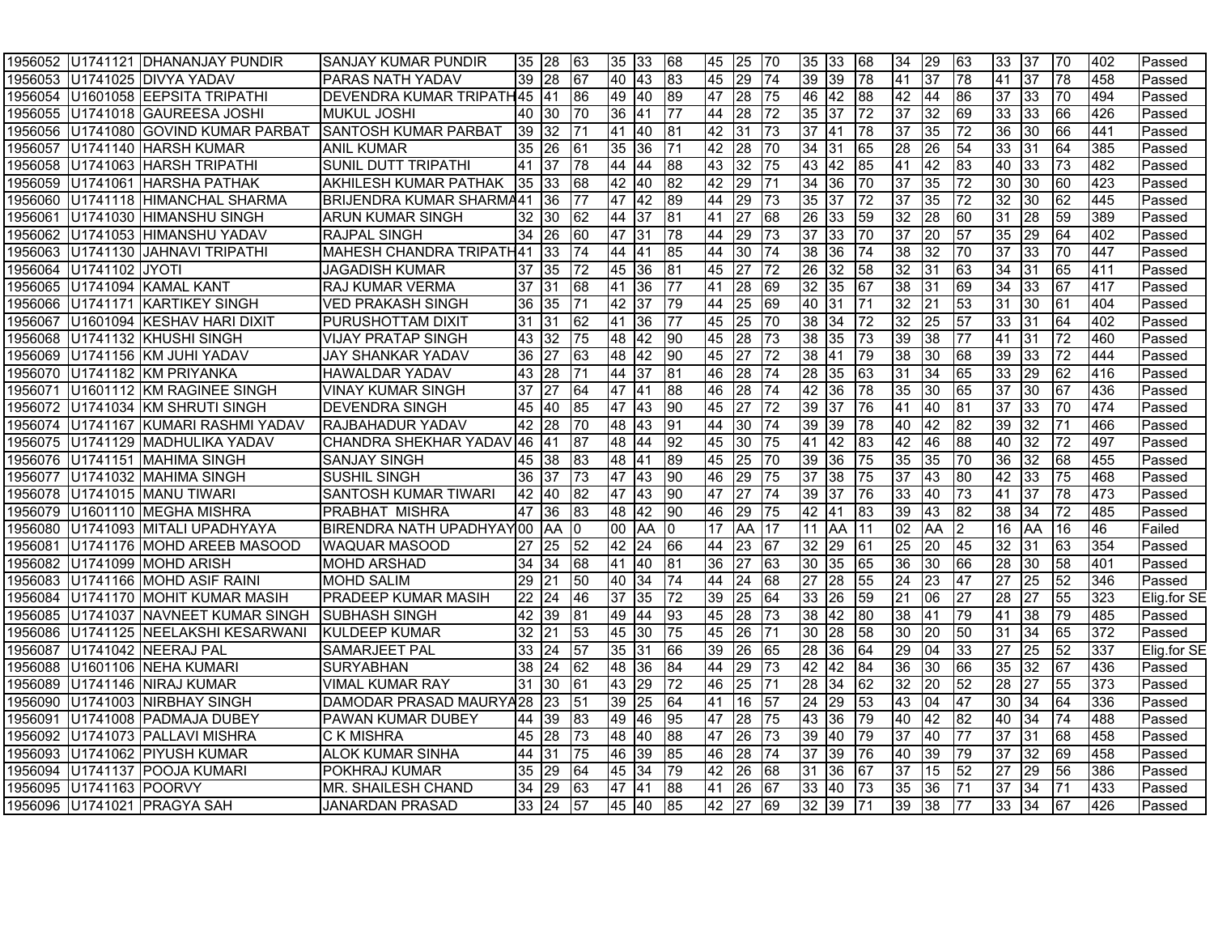| | | | | | | | | | | | | | | | | | | | | | | | |
|---|---|---|---|---|---|---|---|---|---|---|---|---|---|---|---|---|---|---|---|---|---|---|---|
| 1956052 | U1741121 | DHANANJAY PUNDIR | SANJAY KUMAR PUNDIR | 35 | 28 | 63 | 35 | 33 | 68 | 45 | 25 | 70 | 35 | 33 | 68 | 34 | 29 | 63 | 33 | 37 | 70 | 402 | Passed |
| 1956053 | U1741025 | DIVYA YADAV | PARAS NATH YADAV | 39 | 28 | 67 | 40 | 43 | 83 | 45 | 29 | 74 | 39 | 39 | 78 | 41 | 37 | 78 | 41 | 37 | 78 | 458 | Passed |
| 1956054 | U1601058 | EEPSITA TRIPATHI | DEVENDRA KUMAR TRIPATH | 45 | 41 | 86 | 49 | 40 | 89 | 47 | 28 | 75 | 46 | 42 | 88 | 42 | 44 | 86 | 37 | 33 | 70 | 494 | Passed |
| 1956055 | U1741018 | GAUREESA JOSHI | MUKUL JOSHI | 40 | 30 | 70 | 36 | 41 | 77 | 44 | 28 | 72 | 35 | 37 | 72 | 37 | 32 | 69 | 33 | 33 | 66 | 426 | Passed |
| 1956056 | U1741080 | GOVIND KUMAR PARBAT | SANTOSH KUMAR PARBAT | 39 | 32 | 71 | 41 | 40 | 81 | 42 | 31 | 73 | 37 | 41 | 78 | 37 | 35 | 72 | 36 | 30 | 66 | 441 | Passed |
| 1956057 | U1741140 | HARSH KUMAR | ANIL KUMAR | 35 | 26 | 61 | 35 | 36 | 71 | 42 | 28 | 70 | 34 | 31 | 65 | 28 | 26 | 54 | 33 | 31 | 64 | 385 | Passed |
| 1956058 | U1741063 | HARSH TRIPATHI | SUNIL DUTT TRIPATHI | 41 | 37 | 78 | 44 | 44 | 88 | 43 | 32 | 75 | 43 | 42 | 85 | 41 | 42 | 83 | 40 | 33 | 73 | 482 | Passed |
| 1956059 | U1741061 | HARSHA PATHAK | AKHILESH KUMAR PATHAK | 35 | 33 | 68 | 42 | 40 | 82 | 42 | 29 | 71 | 34 | 36 | 70 | 37 | 35 | 72 | 30 | 30 | 60 | 423 | Passed |
| 1956060 | U1741118 | HIMANCHAL SHARMA | BRIJENDRA KUMAR SHARMA | 41 | 36 | 77 | 47 | 42 | 89 | 44 | 29 | 73 | 35 | 37 | 72 | 37 | 35 | 72 | 32 | 30 | 62 | 445 | Passed |
| 1956061 | U1741030 | HIMANSHU SINGH | ARUN KUMAR SINGH | 32 | 30 | 62 | 44 | 37 | 81 | 41 | 27 | 68 | 26 | 33 | 59 | 32 | 28 | 60 | 31 | 28 | 59 | 389 | Passed |
| 1956062 | U1741053 | HIMANSHU YADAV | RAJPAL SINGH | 34 | 26 | 60 | 47 | 31 | 78 | 44 | 29 | 73 | 37 | 33 | 70 | 37 | 20 | 57 | 35 | 29 | 64 | 402 | Passed |
| 1956063 | U1741130 | JAHNAVI TRIPATHI | MAHESH CHANDRA TRIPATH | 41 | 33 | 74 | 44 | 41 | 85 | 44 | 30 | 74 | 38 | 36 | 74 | 38 | 32 | 70 | 37 | 33 | 70 | 447 | Passed |
| 1956064 | U1741102 | JYOTI | JAGADISH KUMAR | 37 | 35 | 72 | 45 | 36 | 81 | 45 | 27 | 72 | 26 | 32 | 58 | 32 | 31 | 63 | 34 | 31 | 65 | 411 | Passed |
| 1956065 | U1741094 | KAMAL KANT | RAJ KUMAR VERMA | 37 | 31 | 68 | 41 | 36 | 77 | 41 | 28 | 69 | 32 | 35 | 67 | 38 | 31 | 69 | 34 | 33 | 67 | 417 | Passed |
| 1956066 | U1741171 | KARTIKEY SINGH | VED PRAKASH SINGH | 36 | 35 | 71 | 42 | 37 | 79 | 44 | 25 | 69 | 40 | 31 | 71 | 32 | 21 | 53 | 31 | 30 | 61 | 404 | Passed |
| 1956067 | U1601094 | KESHAV HARI DIXIT | PURUSHOTTAM DIXIT | 31 | 31 | 62 | 41 | 36 | 77 | 45 | 25 | 70 | 38 | 34 | 72 | 32 | 25 | 57 | 33 | 31 | 64 | 402 | Passed |
| 1956068 | U1741132 | KHUSHI SINGH | VIJAY PRATAP SINGH | 43 | 32 | 75 | 48 | 42 | 90 | 45 | 28 | 73 | 38 | 35 | 73 | 39 | 38 | 77 | 41 | 31 | 72 | 460 | Passed |
| 1956069 | U1741156 | KM JUHI YADAV | JAY SHANKAR YADAV | 36 | 27 | 63 | 48 | 42 | 90 | 45 | 27 | 72 | 38 | 41 | 79 | 38 | 30 | 68 | 39 | 33 | 72 | 444 | Passed |
| 1956070 | U1741182 | KM PRIYANKA | HAWALDAR YADAV | 43 | 28 | 71 | 44 | 37 | 81 | 46 | 28 | 74 | 28 | 35 | 63 | 31 | 34 | 65 | 33 | 29 | 62 | 416 | Passed |
| 1956071 | U1601112 | KM RAGINEE SINGH | VINAY KUMAR SINGH | 37 | 27 | 64 | 47 | 41 | 88 | 46 | 28 | 74 | 42 | 36 | 78 | 35 | 30 | 65 | 37 | 30 | 67 | 436 | Passed |
| 1956072 | U1741034 | KM SHRUTI SINGH | DEVENDRA SINGH | 45 | 40 | 85 | 47 | 43 | 90 | 45 | 27 | 72 | 39 | 37 | 76 | 41 | 40 | 81 | 37 | 33 | 70 | 474 | Passed |
| 1956074 | U1741167 | KUMARI RASHMI YADAV | RAJBAHADUR YADAV | 42 | 28 | 70 | 48 | 43 | 91 | 44 | 30 | 74 | 39 | 39 | 78 | 40 | 42 | 82 | 39 | 32 | 71 | 466 | Passed |
| 1956075 | U1741129 | MADHULIKA YADAV | CHANDRA SHEKHAR YADAV | 46 | 41 | 87 | 48 | 44 | 92 | 45 | 30 | 75 | 41 | 42 | 83 | 42 | 46 | 88 | 40 | 32 | 72 | 497 | Passed |
| 1956076 | U1741151 | MAHIMA SINGH | SANJAY SINGH | 45 | 38 | 83 | 48 | 41 | 89 | 45 | 25 | 70 | 39 | 36 | 75 | 35 | 35 | 70 | 36 | 32 | 68 | 455 | Passed |
| 1956077 | U1741032 | MAHIMA SINGH | SUSHIL SINGH | 36 | 37 | 73 | 47 | 43 | 90 | 46 | 29 | 75 | 37 | 38 | 75 | 37 | 43 | 80 | 42 | 33 | 75 | 468 | Passed |
| 1956078 | U1741015 | MANU TIWARI | SANTOSH KUMAR TIWARI | 42 | 40 | 82 | 47 | 43 | 90 | 47 | 27 | 74 | 39 | 37 | 76 | 33 | 40 | 73 | 41 | 37 | 78 | 473 | Passed |
| 1956079 | U1601110 | MEGHA MISHRA | PRABHAT MISHRA | 47 | 36 | 83 | 48 | 42 | 90 | 46 | 29 | 75 | 42 | 41 | 83 | 39 | 43 | 82 | 38 | 34 | 72 | 485 | Passed |
| 1956080 | U1741093 | MITALI UPADHYAYA | BIRENDRA NATH UPADHYAY | 00 | AA | 0 | 00 | AA | 0 | 17 | AA | 17 | 11 | AA | 11 | 02 | AA | 2 | 16 | AA | 16 | 46 | Failed |
| 1956081 | U1741176 | MOHD AREEB MASOOD | WAQUAR MASOOD | 27 | 25 | 52 | 42 | 24 | 66 | 44 | 23 | 67 | 32 | 29 | 61 | 25 | 20 | 45 | 32 | 31 | 63 | 354 | Passed |
| 1956082 | U1741099 | MOHD ARISH | MOHD ARSHAD | 34 | 34 | 68 | 41 | 40 | 81 | 36 | 27 | 63 | 30 | 35 | 65 | 36 | 30 | 66 | 28 | 30 | 58 | 401 | Passed |
| 1956083 | U1741166 | MOHD ASIF RAINI | MOHD SALIM | 29 | 21 | 50 | 40 | 34 | 74 | 44 | 24 | 68 | 27 | 28 | 55 | 24 | 23 | 47 | 27 | 25 | 52 | 346 | Passed |
| 1956084 | U1741170 | MOHIT KUMAR MASIH | PRADEEP KUMAR MASIH | 22 | 24 | 46 | 37 | 35 | 72 | 39 | 25 | 64 | 33 | 26 | 59 | 21 | 06 | 27 | 28 | 27 | 55 | 323 | Elig.for SE |
| 1956085 | U1741037 | NAVNEET KUMAR SINGH | SUBHASH SINGH | 42 | 39 | 81 | 49 | 44 | 93 | 45 | 28 | 73 | 38 | 42 | 80 | 38 | 41 | 79 | 41 | 38 | 79 | 485 | Passed |
| 1956086 | U1741125 | NEELAKSHI KESARWANI | KULDEEP KUMAR | 32 | 21 | 53 | 45 | 30 | 75 | 45 | 26 | 71 | 30 | 28 | 58 | 30 | 20 | 50 | 31 | 34 | 65 | 372 | Passed |
| 1956087 | U1741042 | NEERAJ PAL | SAMARJEET PAL | 33 | 24 | 57 | 35 | 31 | 66 | 39 | 26 | 65 | 28 | 36 | 64 | 29 | 04 | 33 | 27 | 25 | 52 | 337 | Elig.for SE |
| 1956088 | U1601106 | NEHA KUMARI | SURYABHAN | 38 | 24 | 62 | 48 | 36 | 84 | 44 | 29 | 73 | 42 | 42 | 84 | 36 | 30 | 66 | 35 | 32 | 67 | 436 | Passed |
| 1956089 | U1741146 | NIRAJ KUMAR | VIMAL KUMAR RAY | 31 | 30 | 61 | 43 | 29 | 72 | 46 | 25 | 71 | 28 | 34 | 62 | 32 | 20 | 52 | 28 | 27 | 55 | 373 | Passed |
| 1956090 | U1741003 | NIRBHAY SINGH | DAMODAR PRASAD MAURYA | 28 | 23 | 51 | 39 | 25 | 64 | 41 | 16 | 57 | 24 | 29 | 53 | 43 | 04 | 47 | 30 | 34 | 64 | 336 | Passed |
| 1956091 | U1741008 | PADMAJA DUBEY | PAWAN KUMAR DUBEY | 44 | 39 | 83 | 49 | 46 | 95 | 47 | 28 | 75 | 43 | 36 | 79 | 40 | 42 | 82 | 40 | 34 | 74 | 488 | Passed |
| 1956092 | U1741073 | PALLAVI MISHRA | C K MISHRA | 45 | 28 | 73 | 48 | 40 | 88 | 47 | 26 | 73 | 39 | 40 | 79 | 37 | 40 | 77 | 37 | 31 | 68 | 458 | Passed |
| 1956093 | U1741062 | PIYUSH KUMAR | ALOK KUMAR SINHA | 44 | 31 | 75 | 46 | 39 | 85 | 46 | 28 | 74 | 37 | 39 | 76 | 40 | 39 | 79 | 37 | 32 | 69 | 458 | Passed |
| 1956094 | U1741137 | POOJA KUMARI | POKHRAJ KUMAR | 35 | 29 | 64 | 45 | 34 | 79 | 42 | 26 | 68 | 31 | 36 | 67 | 37 | 15 | 52 | 27 | 29 | 56 | 386 | Passed |
| 1956095 | U1741163 | POORVY | MR. SHAILESH CHAND | 34 | 29 | 63 | 47 | 41 | 88 | 41 | 26 | 67 | 33 | 40 | 73 | 35 | 36 | 71 | 37 | 34 | 71 | 433 | Passed |
| 1956096 | U1741021 | PRAGYA SAH | JANARDAN PRASAD | 33 | 24 | 57 | 45 | 40 | 85 | 42 | 27 | 69 | 32 | 39 | 71 | 39 | 38 | 77 | 33 | 34 | 67 | 426 | Passed |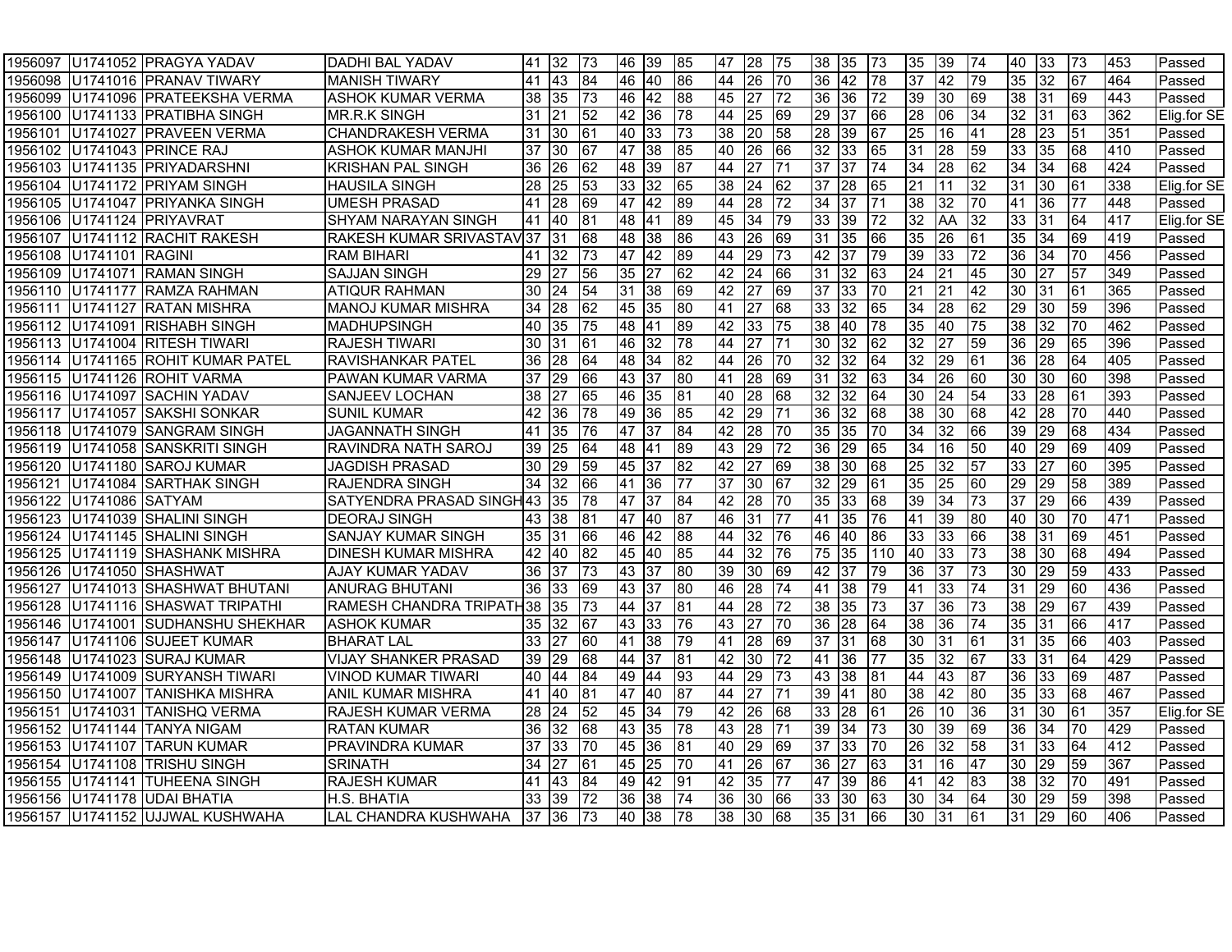| 1956097 | U1741052 | PRAGYA YADAV | DADHI BAL YADAV | 41 | 32 | 73 | 46 | 39 | 85 | 47 | 28 | 75 | 38 | 35 | 73 | 35 | 39 | 74 | 40 | 33 | 73 | 453 | Passed |
|---|---|---|---|---|---|---|---|---|---|---|---|---|---|---|---|---|---|---|---|---|---|---|---|
| 1956098 | U1741016 | PRANAV TIWARY | MANISH TIWARY | 41 | 43 | 84 | 46 | 40 | 86 | 44 | 26 | 70 | 36 | 42 | 78 | 37 | 42 | 79 | 35 | 32 | 67 | 464 | Passed |
| 1956099 | U1741096 | PRATEEKSHA VERMA | ASHOK KUMAR VERMA | 38 | 35 | 73 | 46 | 42 | 88 | 45 | 27 | 72 | 36 | 36 | 72 | 39 | 30 | 69 | 38 | 31 | 69 | 443 | Passed |
| 1956100 | U1741133 | PRATIBHA SINGH | MR.R.K SINGH | 31 | 21 | 52 | 42 | 36 | 78 | 44 | 25 | 69 | 29 | 37 | 66 | 28 | 06 | 34 | 32 | 31 | 63 | 362 | Elig.for SE |
| 1956101 | U1741027 | PRAVEEN VERMA | CHANDRAKESH VERMA | 31 | 30 | 61 | 40 | 33 | 73 | 38 | 20 | 58 | 28 | 39 | 67 | 25 | 16 | 41 | 28 | 23 | 51 | 351 | Passed |
| 1956102 | U1741043 | PRINCE RAJ | ASHOK KUMAR MANJHI | 37 | 30 | 67 | 47 | 38 | 85 | 40 | 26 | 66 | 32 | 33 | 65 | 31 | 28 | 59 | 33 | 35 | 68 | 410 | Passed |
| 1956103 | U1741135 | PRIYADARSHNI | KRISHAN PAL SINGH | 36 | 26 | 62 | 48 | 39 | 87 | 44 | 27 | 71 | 37 | 37 | 74 | 34 | 28 | 62 | 34 | 34 | 68 | 424 | Passed |
| 1956104 | U1741172 | PRIYAM SINGH | HAUSILA SINGH | 28 | 25 | 53 | 33 | 32 | 65 | 38 | 24 | 62 | 37 | 28 | 65 | 21 | 11 | 32 | 31 | 30 | 61 | 338 | Elig.for SE |
| 1956105 | U1741047 | PRIYANKA SINGH | UMESH PRASAD | 41 | 28 | 69 | 47 | 42 | 89 | 44 | 28 | 72 | 34 | 37 | 71 | 38 | 32 | 70 | 41 | 36 | 77 | 448 | Passed |
| 1956106 | U1741124 | PRIYAVRAT | SHYAM NARAYAN SINGH | 41 | 40 | 81 | 48 | 41 | 89 | 45 | 34 | 79 | 33 | 39 | 72 | 32 | AA | 32 | 33 | 31 | 64 | 417 | Elig.for SE |
| 1956107 | U1741112 | RACHIT RAKESH | RAKESH KUMAR SRIVASTAV | 37 | 31 | 68 | 48 | 38 | 86 | 43 | 26 | 69 | 31 | 35 | 66 | 35 | 26 | 61 | 35 | 34 | 69 | 419 | Passed |
| 1956108 | U1741101 | RAGINI | RAM BIHARI | 41 | 32 | 73 | 47 | 42 | 89 | 44 | 29 | 73 | 42 | 37 | 79 | 39 | 33 | 72 | 36 | 34 | 70 | 456 | Passed |
| 1956109 | U1741071 | RAMAN SINGH | SAJJAN SINGH | 29 | 27 | 56 | 35 | 27 | 62 | 42 | 24 | 66 | 31 | 32 | 63 | 24 | 21 | 45 | 30 | 27 | 57 | 349 | Passed |
| 1956110 | U1741177 | RAMZA RAHMAN | ATIQUR RAHMAN | 30 | 24 | 54 | 31 | 38 | 69 | 42 | 27 | 69 | 37 | 33 | 70 | 21 | 21 | 42 | 30 | 31 | 61 | 365 | Passed |
| 1956111 | U1741127 | RATAN MISHRA | MANOJ KUMAR MISHRA | 34 | 28 | 62 | 45 | 35 | 80 | 41 | 27 | 68 | 33 | 32 | 65 | 34 | 28 | 62 | 29 | 30 | 59 | 396 | Passed |
| 1956112 | U1741091 | RISHABH SINGH | MADHUPSINGH | 40 | 35 | 75 | 48 | 41 | 89 | 42 | 33 | 75 | 38 | 40 | 78 | 35 | 40 | 75 | 38 | 32 | 70 | 462 | Passed |
| 1956113 | U1741004 | RITESH TIWARI | RAJESH TIWARI | 30 | 31 | 61 | 46 | 32 | 78 | 44 | 27 | 71 | 30 | 32 | 62 | 32 | 27 | 59 | 36 | 29 | 65 | 396 | Passed |
| 1956114 | U1741165 | ROHIT KUMAR PATEL | RAVISHANKAR PATEL | 36 | 28 | 64 | 48 | 34 | 82 | 44 | 26 | 70 | 32 | 32 | 64 | 32 | 29 | 61 | 36 | 28 | 64 | 405 | Passed |
| 1956115 | U1741126 | ROHIT VARMA | PAWAN KUMAR VARMA | 37 | 29 | 66 | 43 | 37 | 80 | 41 | 28 | 69 | 31 | 32 | 63 | 34 | 26 | 60 | 30 | 30 | 60 | 398 | Passed |
| 1956116 | U1741097 | SACHIN YADAV | SANJEEV LOCHAN | 38 | 27 | 65 | 46 | 35 | 81 | 40 | 28 | 68 | 32 | 32 | 64 | 30 | 24 | 54 | 33 | 28 | 61 | 393 | Passed |
| 1956117 | U1741057 | SAKSHI SONKAR | SUNIL KUMAR | 42 | 36 | 78 | 49 | 36 | 85 | 42 | 29 | 71 | 36 | 32 | 68 | 38 | 30 | 68 | 42 | 28 | 70 | 440 | Passed |
| 1956118 | U1741079 | SANGRAM SINGH | JAGANNATH SINGH | 41 | 35 | 76 | 47 | 37 | 84 | 42 | 28 | 70 | 35 | 35 | 70 | 34 | 32 | 66 | 39 | 29 | 68 | 434 | Passed |
| 1956119 | U1741058 | SANSKRITI SINGH | RAVINDRA NATH SAROJ | 39 | 25 | 64 | 48 | 41 | 89 | 43 | 29 | 72 | 36 | 29 | 65 | 34 | 16 | 50 | 40 | 29 | 69 | 409 | Passed |
| 1956120 | U1741180 | SAROJ KUMAR | JAGDISH PRASAD | 30 | 29 | 59 | 45 | 37 | 82 | 42 | 27 | 69 | 38 | 30 | 68 | 25 | 32 | 57 | 33 | 27 | 60 | 395 | Passed |
| 1956121 | U1741084 | SARTHAK SINGH | RAJENDRA SINGH | 34 | 32 | 66 | 41 | 36 | 77 | 37 | 30 | 67 | 32 | 29 | 61 | 35 | 25 | 60 | 29 | 29 | 58 | 389 | Passed |
| 1956122 | U1741086 | SATYAM | SATYENDRA PRASAD SINGH | 43 | 35 | 78 | 47 | 37 | 84 | 42 | 28 | 70 | 35 | 33 | 68 | 39 | 34 | 73 | 37 | 29 | 66 | 439 | Passed |
| 1956123 | U1741039 | SHALINI SINGH | DEORAJ SINGH | 43 | 38 | 81 | 47 | 40 | 87 | 46 | 31 | 77 | 41 | 35 | 76 | 41 | 39 | 80 | 40 | 30 | 70 | 471 | Passed |
| 1956124 | U1741145 | SHALINI SINGH | SANJAY KUMAR SINGH | 35 | 31 | 66 | 46 | 42 | 88 | 44 | 32 | 76 | 46 | 40 | 86 | 33 | 33 | 66 | 38 | 31 | 69 | 451 | Passed |
| 1956125 | U1741119 | SHASHANK MISHRA | DINESH KUMAR MISHRA | 42 | 40 | 82 | 45 | 40 | 85 | 44 | 32 | 76 | 75 | 35 | 110 | 40 | 33 | 73 | 38 | 30 | 68 | 494 | Passed |
| 1956126 | U1741050 | SHASHWAT | AJAY KUMAR YADAV | 36 | 37 | 73 | 43 | 37 | 80 | 39 | 30 | 69 | 42 | 37 | 79 | 36 | 37 | 73 | 30 | 29 | 59 | 433 | Passed |
| 1956127 | U1741013 | SHASHWAT BHUTANI | ANURAG BHUTANI | 36 | 33 | 69 | 43 | 37 | 80 | 46 | 28 | 74 | 41 | 38 | 79 | 41 | 33 | 74 | 31 | 29 | 60 | 436 | Passed |
| 1956128 | U1741116 | SHASWAT TRIPATHI | RAMESH CHANDRA TRIPATH | 38 | 35 | 73 | 44 | 37 | 81 | 44 | 28 | 72 | 38 | 35 | 73 | 37 | 36 | 73 | 38 | 29 | 67 | 439 | Passed |
| 1956146 | U1741001 | SUDHANSHU SHEKHAR | ASHOK KUMAR | 35 | 32 | 67 | 43 | 33 | 76 | 43 | 27 | 70 | 36 | 28 | 64 | 38 | 36 | 74 | 35 | 31 | 66 | 417 | Passed |
| 1956147 | U1741106 | SUJEET KUMAR | BHARAT LAL | 33 | 27 | 60 | 41 | 38 | 79 | 41 | 28 | 69 | 37 | 31 | 68 | 30 | 31 | 61 | 31 | 35 | 66 | 403 | Passed |
| 1956148 | U1741023 | SURAJ KUMAR | VIJAY SHANKER PRASAD | 39 | 29 | 68 | 44 | 37 | 81 | 42 | 30 | 72 | 41 | 36 | 77 | 35 | 32 | 67 | 33 | 31 | 64 | 429 | Passed |
| 1956149 | U1741009 | SURYANSH TIWARI | VINOD KUMAR TIWARI | 40 | 44 | 84 | 49 | 44 | 93 | 44 | 29 | 73 | 43 | 38 | 81 | 44 | 43 | 87 | 36 | 33 | 69 | 487 | Passed |
| 1956150 | U1741007 | TANISHKA MISHRA | ANIL KUMAR MISHRA | 41 | 40 | 81 | 47 | 40 | 87 | 44 | 27 | 71 | 39 | 41 | 80 | 38 | 42 | 80 | 35 | 33 | 68 | 467 | Passed |
| 1956151 | U1741031 | TANISHQ VERMA | RAJESH KUMAR VERMA | 28 | 24 | 52 | 45 | 34 | 79 | 42 | 26 | 68 | 33 | 28 | 61 | 26 | 10 | 36 | 31 | 30 | 61 | 357 | Elig.for SE |
| 1956152 | U1741144 | TANYA NIGAM | RATAN KUMAR | 36 | 32 | 68 | 43 | 35 | 78 | 43 | 28 | 71 | 39 | 34 | 73 | 30 | 39 | 69 | 36 | 34 | 70 | 429 | Passed |
| 1956153 | U1741107 | TARUN KUMAR | PRAVINDRA KUMAR | 37 | 33 | 70 | 45 | 36 | 81 | 40 | 29 | 69 | 37 | 33 | 70 | 26 | 32 | 58 | 31 | 33 | 64 | 412 | Passed |
| 1956154 | U1741108 | TRISHU SINGH | SRINATH | 34 | 27 | 61 | 45 | 25 | 70 | 41 | 26 | 67 | 36 | 27 | 63 | 31 | 16 | 47 | 30 | 29 | 59 | 367 | Passed |
| 1956155 | U1741141 | TUHEENA SINGH | RAJESH KUMAR | 41 | 43 | 84 | 49 | 42 | 91 | 42 | 35 | 77 | 47 | 39 | 86 | 41 | 42 | 83 | 38 | 32 | 70 | 491 | Passed |
| 1956156 | U1741178 | UDAI BHATIA | H.S. BHATIA | 33 | 39 | 72 | 36 | 38 | 74 | 36 | 30 | 66 | 33 | 30 | 63 | 30 | 34 | 64 | 30 | 29 | 59 | 398 | Passed |
| 1956157 | U1741152 | UJJWAL KUSHWAHA | LAL CHANDRA KUSHWAHA | 37 | 36 | 73 | 40 | 38 | 78 | 38 | 30 | 68 | 35 | 31 | 66 | 30 | 31 | 61 | 31 | 29 | 60 | 406 | Passed |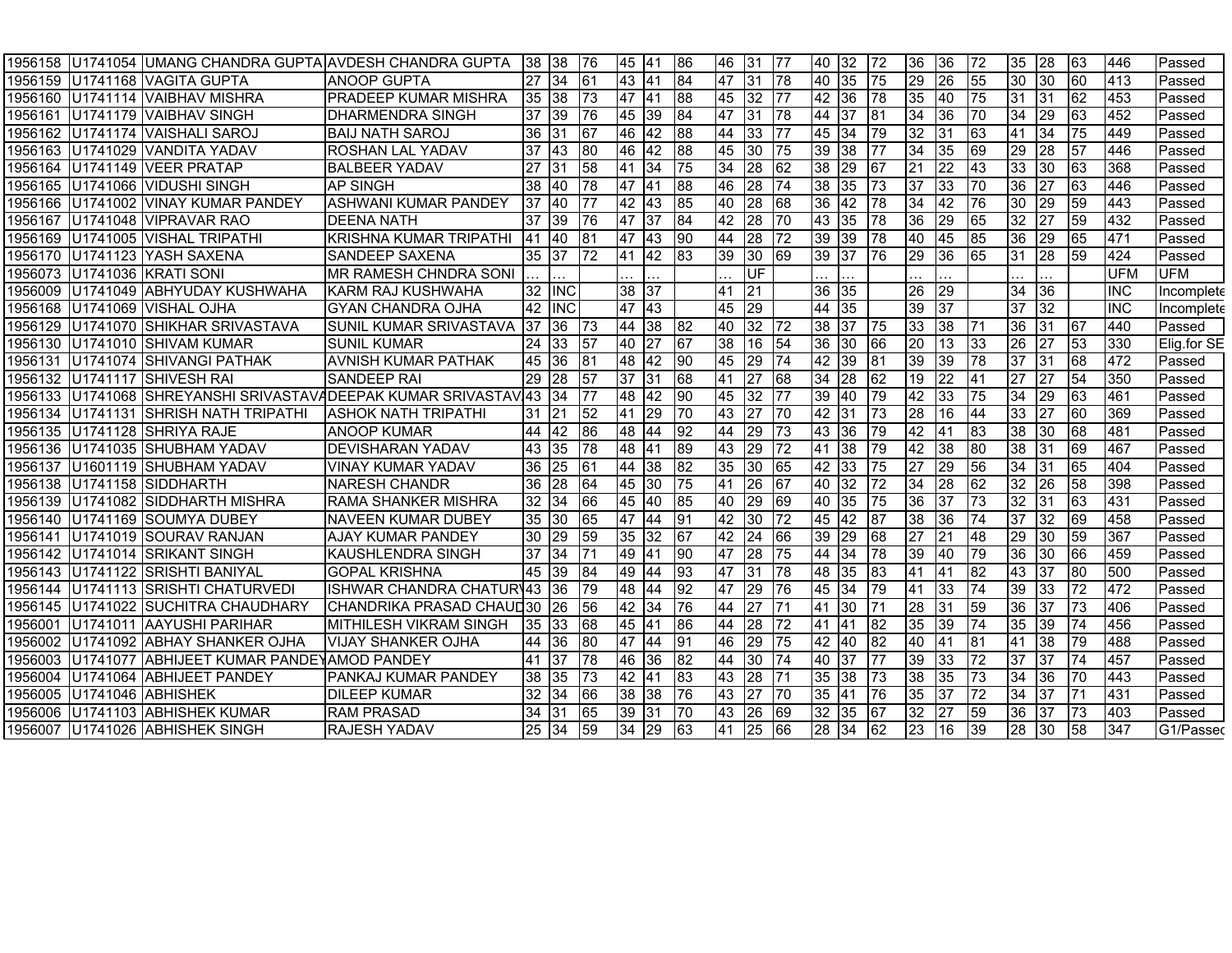| | | | | | | | | | | | | | | | | | | | | | | |
|---|---|---|---|---|---|---|---|---|---|---|---|---|---|---|---|---|---|---|---|---|---|---|
| 1956158 | U1741054 | UMANG CHANDRA GUPTA | AVDESH CHANDRA GUPTA | 38 | 38 | 76 | 45 | 41 | 86 | 46 | 31 | 77 | 40 | 32 | 72 | 36 | 36 | 72 | 35 | 28 | 63 | 446 | Passed |
| 1956159 | U1741168 | VAGITA GUPTA | ANOOP GUPTA | 27 | 34 | 61 | 43 | 41 | 84 | 47 | 31 | 78 | 40 | 35 | 75 | 29 | 26 | 55 | 30 | 30 | 60 | 413 | Passed |
| 1956160 | U1741114 | VAIBHAV MISHRA | PRADEEP KUMAR MISHRA | 35 | 38 | 73 | 47 | 41 | 88 | 45 | 32 | 77 | 42 | 36 | 78 | 35 | 40 | 75 | 31 | 31 | 62 | 453 | Passed |
| 1956161 | U1741179 | VAIBHAV SINGH | DHARMENDRA SINGH | 37 | 39 | 76 | 45 | 39 | 84 | 47 | 31 | 78 | 44 | 37 | 81 | 34 | 36 | 70 | 34 | 29 | 63 | 452 | Passed |
| 1956162 | U1741174 | VAISHALI SAROJ | BAIJ NATH SAROJ | 36 | 31 | 67 | 46 | 42 | 88 | 44 | 33 | 77 | 45 | 34 | 79 | 32 | 31 | 63 | 41 | 34 | 75 | 449 | Passed |
| 1956163 | U1741029 | VANDITA YADAV | ROSHAN LAL YADAV | 37 | 43 | 80 | 46 | 42 | 88 | 45 | 30 | 75 | 39 | 38 | 77 | 34 | 35 | 69 | 29 | 28 | 57 | 446 | Passed |
| 1956164 | U1741149 | VEER PRATAP | BALBEER YADAV | 27 | 31 | 58 | 41 | 34 | 75 | 34 | 28 | 62 | 38 | 29 | 67 | 21 | 22 | 43 | 33 | 30 | 63 | 368 | Passed |
| 1956165 | U1741066 | VIDUSHI SINGH | AP SINGH | 38 | 40 | 78 | 47 | 41 | 88 | 46 | 28 | 74 | 38 | 35 | 73 | 37 | 33 | 70 | 36 | 27 | 63 | 446 | Passed |
| 1956166 | U1741002 | VINAY KUMAR PANDEY | ASHWANI KUMAR PANDEY | 37 | 40 | 77 | 42 | 43 | 85 | 40 | 28 | 68 | 36 | 42 | 78 | 34 | 42 | 76 | 30 | 29 | 59 | 443 | Passed |
| 1956167 | U1741048 | VIPRAVAR RAO | DEENA NATH | 37 | 39 | 76 | 47 | 37 | 84 | 42 | 28 | 70 | 43 | 35 | 78 | 36 | 29 | 65 | 32 | 27 | 59 | 432 | Passed |
| 1956169 | U1741005 | VISHAL TRIPATHI | KRISHNA KUMAR TRIPATHI | 41 | 40 | 81 | 47 | 43 | 90 | 44 | 28 | 72 | 39 | 39 | 78 | 40 | 45 | 85 | 36 | 29 | 65 | 471 | Passed |
| 1956170 | U1741123 | YASH SAXENA | SANDEEP SAXENA | 35 | 37 | 72 | 41 | 42 | 83 | 39 | 30 | 69 | 39 | 37 | 76 | 29 | 36 | 65 | 31 | 28 | 59 | 424 | Passed |
| 1956073 | U1741036 | KRATI SONI | MR RAMESH CHNDRA SONI | ... | ... | | ... | ... | | ... | UF | | ... | ... | | ... | ... | | ... | ... | | UFM | UFM |
| 1956009 | U1741049 | ABHYUDAY KUSHWAHA | KARM RAJ KUSHWAHA | 32 | INC | | 38 | 37 | | 41 | 21 | | 36 | 35 | | 26 | 29 | | 34 | 36 | | INC | Incomplete |
| 1956168 | U1741069 | VISHAL OJHA | GYAN CHANDRA OJHA | 42 | INC | | 47 | 43 | | 45 | 29 | | 44 | 35 | | 39 | 37 | | 37 | 32 | | INC | Incomplete |
| 1956129 | U1741070 | SHIKHAR SRIVASTAVA | SUNIL KUMAR SRIVASTAVA | 37 | 36 | 73 | 44 | 38 | 82 | 40 | 32 | 72 | 38 | 37 | 75 | 33 | 38 | 71 | 36 | 31 | 67 | 440 | Passed |
| 1956130 | U1741010 | SHIVAM KUMAR | SUNIL KUMAR | 24 | 33 | 57 | 40 | 27 | 67 | 38 | 16 | 54 | 36 | 30 | 66 | 20 | 13 | 33 | 26 | 27 | 53 | 330 | Elig.for SE |
| 1956131 | U1741074 | SHIVANGI PATHAK | AVNISH KUMAR PATHAK | 45 | 36 | 81 | 48 | 42 | 90 | 45 | 29 | 74 | 42 | 39 | 81 | 39 | 39 | 78 | 37 | 31 | 68 | 472 | Passed |
| 1956132 | U1741117 | SHIVESH RAI | SANDEEP RAI | 29 | 28 | 57 | 37 | 31 | 68 | 41 | 27 | 68 | 34 | 28 | 62 | 19 | 22 | 41 | 27 | 27 | 54 | 350 | Passed |
| 1956133 | U1741068 | SHREYANSHI SRIVASTAVA | DEEPAK KUMAR SRIVASTAV | 43 | 34 | 77 | 48 | 42 | 90 | 45 | 32 | 77 | 39 | 40 | 79 | 42 | 33 | 75 | 34 | 29 | 63 | 461 | Passed |
| 1956134 | U1741131 | SHRISH NATH TRIPATHI | ASHOK NATH TRIPATHI | 31 | 21 | 52 | 41 | 29 | 70 | 43 | 27 | 70 | 42 | 31 | 73 | 28 | 16 | 44 | 33 | 27 | 60 | 369 | Passed |
| 1956135 | U1741128 | SHRIYA RAJE | ANOOP KUMAR | 44 | 42 | 86 | 48 | 44 | 92 | 44 | 29 | 73 | 43 | 36 | 79 | 42 | 41 | 83 | 38 | 30 | 68 | 481 | Passed |
| 1956136 | U1741035 | SHUBHAM YADAV | DEVISHARAN YADAV | 43 | 35 | 78 | 48 | 41 | 89 | 43 | 29 | 72 | 41 | 38 | 79 | 42 | 38 | 80 | 38 | 31 | 69 | 467 | Passed |
| 1956137 | U1601119 | SHUBHAM YADAV | VINAY KUMAR YADAV | 36 | 25 | 61 | 44 | 38 | 82 | 35 | 30 | 65 | 42 | 33 | 75 | 27 | 29 | 56 | 34 | 31 | 65 | 404 | Passed |
| 1956138 | U1741158 | SIDDHARTH | NARESH CHANDR | 36 | 28 | 64 | 45 | 30 | 75 | 41 | 26 | 67 | 40 | 32 | 72 | 34 | 28 | 62 | 32 | 26 | 58 | 398 | Passed |
| 1956139 | U1741082 | SIDDHARTH MISHRA | RAMA SHANKER MISHRA | 32 | 34 | 66 | 45 | 40 | 85 | 40 | 29 | 69 | 40 | 35 | 75 | 36 | 37 | 73 | 32 | 31 | 63 | 431 | Passed |
| 1956140 | U1741169 | SOUMYA DUBEY | NAVEEN KUMAR DUBEY | 35 | 30 | 65 | 47 | 44 | 91 | 42 | 30 | 72 | 45 | 42 | 87 | 38 | 36 | 74 | 37 | 32 | 69 | 458 | Passed |
| 1956141 | U1741019 | SOURAV RANJAN | AJAY KUMAR PANDEY | 30 | 29 | 59 | 35 | 32 | 67 | 42 | 24 | 66 | 39 | 29 | 68 | 27 | 21 | 48 | 29 | 30 | 59 | 367 | Passed |
| 1956142 | U1741014 | SRIKANT SINGH | KAUSHLENDRA SINGH | 37 | 34 | 71 | 49 | 41 | 90 | 47 | 28 | 75 | 44 | 34 | 78 | 39 | 40 | 79 | 36 | 30 | 66 | 459 | Passed |
| 1956143 | U1741122 | SRISHTI BANIYAL | GOPAL KRISHNA | 45 | 39 | 84 | 49 | 44 | 93 | 47 | 31 | 78 | 48 | 35 | 83 | 41 | 41 | 82 | 43 | 37 | 80 | 500 | Passed |
| 1956144 | U1741113 | SRISHTI CHATURVEDI | ISHWAR CHANDRA CHATURV | 43 | 36 | 79 | 48 | 44 | 92 | 47 | 29 | 76 | 45 | 34 | 79 | 41 | 33 | 74 | 39 | 33 | 72 | 472 | Passed |
| 1956145 | U1741022 | SUCHITRA CHAUDHARY | CHANDRIKA PRASAD CHAUD | 30 | 26 | 56 | 42 | 34 | 76 | 44 | 27 | 71 | 41 | 30 | 71 | 28 | 31 | 59 | 36 | 37 | 73 | 406 | Passed |
| 1956001 | U1741011 | AAYUSHI PARIHAR | MITHILESH VIKRAM SINGH | 35 | 33 | 68 | 45 | 41 | 86 | 44 | 28 | 72 | 41 | 41 | 82 | 35 | 39 | 74 | 35 | 39 | 74 | 456 | Passed |
| 1956002 | U1741092 | ABHAY SHANKER OJHA | VIJAY SHANKER OJHA | 44 | 36 | 80 | 47 | 44 | 91 | 46 | 29 | 75 | 42 | 40 | 82 | 40 | 41 | 81 | 41 | 38 | 79 | 488 | Passed |
| 1956003 | U1741077 | ABHIJEET KUMAR PANDEY | AMOD PANDEY | 41 | 37 | 78 | 46 | 36 | 82 | 44 | 30 | 74 | 40 | 37 | 77 | 39 | 33 | 72 | 37 | 37 | 74 | 457 | Passed |
| 1956004 | U1741064 | ABHIJEET PANDEY | PANKAJ KUMAR PANDEY | 38 | 35 | 73 | 42 | 41 | 83 | 43 | 28 | 71 | 35 | 38 | 73 | 38 | 35 | 73 | 34 | 36 | 70 | 443 | Passed |
| 1956005 | U1741046 | ABHISHEK | DILEEP KUMAR | 32 | 34 | 66 | 38 | 38 | 76 | 43 | 27 | 70 | 35 | 41 | 76 | 35 | 37 | 72 | 34 | 37 | 71 | 431 | Passed |
| 1956006 | U1741103 | ABHISHEK KUMAR | RAM PRASAD | 34 | 31 | 65 | 39 | 31 | 70 | 43 | 26 | 69 | 32 | 35 | 67 | 32 | 27 | 59 | 36 | 37 | 73 | 403 | Passed |
| 1956007 | U1741026 | ABHISHEK SINGH | RAJESH YADAV | 25 | 34 | 59 | 34 | 29 | 63 | 41 | 25 | 66 | 28 | 34 | 62 | 23 | 16 | 39 | 28 | 30 | 58 | 347 | G1/Passed |